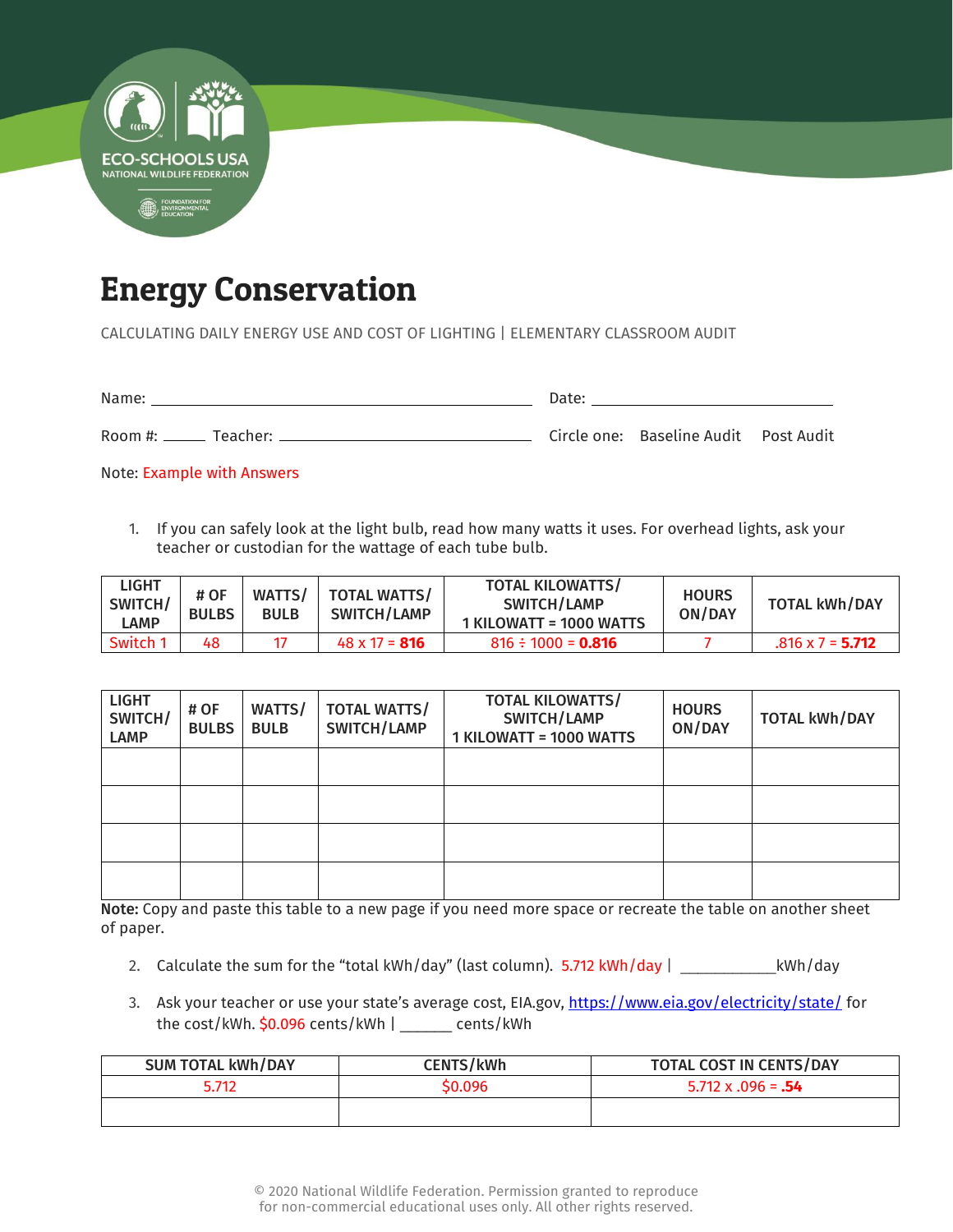# Energy Conservation

CALCULATING DAILY ENERGY USE AND COST OF LIGHTING | ELEMENTARY CLASSROOM AUDIT

Name: ______________________________ Date: ______________

Room #: _____ Teacher: ______________________________ Circle one: Baseline Audit Post Audit

Note: Example with Answers

1. If you can safely look at the light bulb, read how many watts it uses. For overhead lights, ask your teacher or custodian for the wattage of each tube bulb.

| LIGHT SWITCH/ LAMP | # OF BULBS | WATTS/ BULB | TOTAL WATTS/ SWITCH/LAMP | TOTAL KILOWATTS/ SWITCH/LAMP 1 KILOWATT = 1000 WATTS | HOURS ON/DAY | TOTAL kWh/DAY |
|---|---|---|---|---|---|---|
| Switch 1 | 48 | 17 | 48 x 17 = **816** | 816 ÷ 1000 = **0.816** | 7 | .816 x 7 = **5.712** |

| LIGHT SWITCH/ LAMP | # OF BULBS | WATTS/ BULB | TOTAL WATTS/ SWITCH/LAMP | TOTAL KILOWATTS/ SWITCH/LAMP 1 KILOWATT = 1000 WATTS | HOURS ON/DAY | TOTAL kWh/DAY |
|---|---|---|---|---|---|---|
| | | | | | | |
| | | | | | | |
| | | | | | | |
| | | | | | | |

**Note:** Copy and paste this table to a new page if you need more space or recreate the table on another sheet of paper.

2. Calculate the sum for the "total kWh/day" (last column). 5.712 kWh/day | ___________kWh/day

3. Ask your teacher or use your state's average cost, EIA.gov, https://www.eia.gov/electricity/state/ for the cost/kWh. $0.096 cents/kWh | ______ cents/kWh

| SUM TOTAL kWh/DAY | CENTS/kWh | TOTAL COST IN CENTS/DAY |
|---|---|---|
| 5.712 | $0.096 | 5.712 x .096 = **.54** |
| | | |

© 2020 National Wildlife Federation. Permission granted to reproduce for non-commercial educational uses only. All other rights reserved.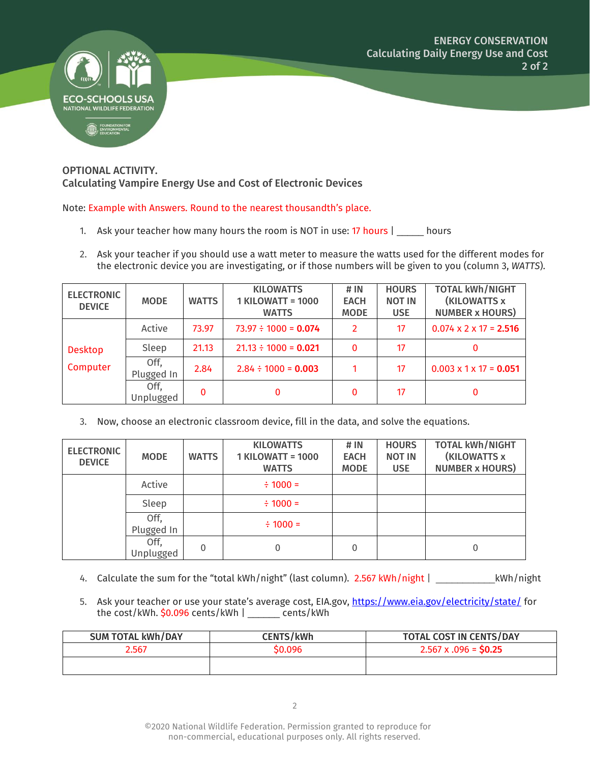**OPTIONAL ACTIVITY.**
**Calculating Vampire Energy Use and Cost of Electronic Devices**

Note: Example with Answers. Round to the nearest thousandth's place.

1. Ask your teacher how many hours the room is NOT in use: 17 hours | _____ hours
2. Ask your teacher if you should use a watt meter to measure the watts used for the different modes for the electronic device you are investigating, or if those numbers will be given to you (column 3, *WATTS*).

| ELECTRONIC DEVICE | MODE | WATTS | KILOWATTS 1 KILOWATT = 1000 WATTS | # IN EACH MODE | HOURS NOT IN USE | TOTAL kWh/NIGHT (KILOWATTS x NUMBER x HOURS) |
|---|---|---|---|---|---|---|
| Desktop Computer | Active | 73.97 | 73.97 ÷ 1000 = **0.074** | 2 | 17 | 0.074 x 2 x 17 = **2.516** |
| | Sleep | 21.13 | 21.13 ÷ 1000 = **0.021** | 0 | 17 | 0 |
| | Off, Plugged In | 2.84 | 2.84 ÷ 1000 = **0.003** | 1 | 17 | 0.003 x 1 x 17 = **0.051** |
| | Off, Unplugged | 0 | 0 | 0 | 17 | 0 |

3. Now, choose an electronic classroom device, fill in the data, and solve the equations.

| ELECTRONIC DEVICE | MODE | WATTS | KILOWATTS 1 KILOWATT = 1000 WATTS | # IN EACH MODE | HOURS NOT IN USE | TOTAL kWh/NIGHT (KILOWATTS x NUMBER x HOURS) |
|---|---|---|---|---|---|---|
| | Active | | ÷ 1000 = | | | |
| | Sleep | | ÷ 1000 = | | | |
| | Off, Plugged In | | ÷ 1000 = | | | |
| | Off, Unplugged | 0 | 0 | 0 | | 0 |

4. Calculate the sum for the "total kWh/night" (last column). 2.567 kWh/night | ___________kWh/night
5. Ask your teacher or use your state's average cost, EIA.gov, https://www.eia.gov/electricity/state/ for the cost/kWh. $0.096 cents/kWh | ______ cents/kWh

| SUM TOTAL kWh/DAY | CENTS/kWh | TOTAL COST IN CENTS/DAY |
|---|---|---|
| 2.567 | $0.096 | 2.567 x .096 = **$0.25** |
| | | |

©2020 National Wildlife Federation. Permission granted to reproduce for non-commercial, educational purposes only. All rights reserved.